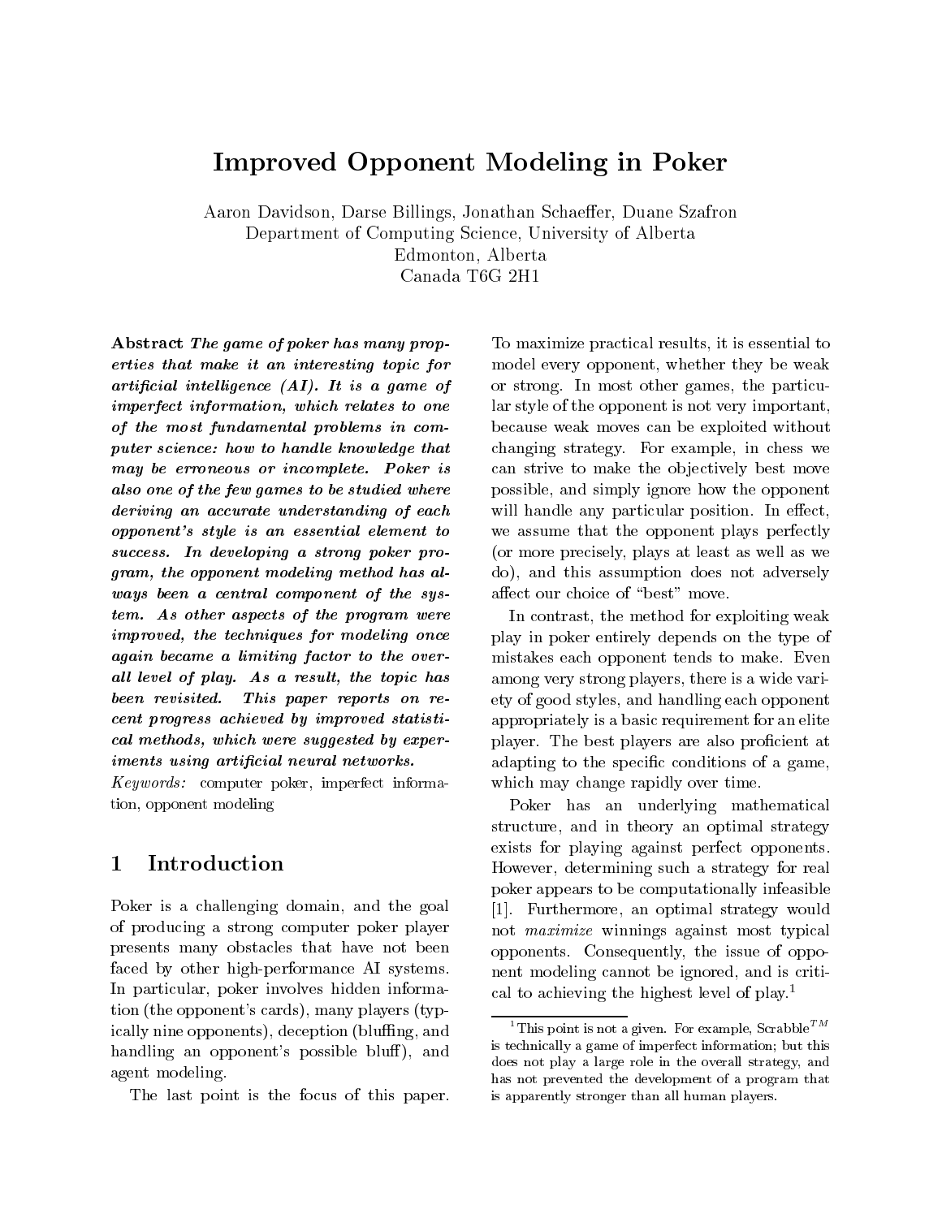# Improved Opponent Modeling in Poker

Aaron Davidson, Darse Billings, Jonathan Schaeffer, Duane Szafron
Department of Computing Science, University of Alberta
Edmonton, Alberta
Canada T6G 2H1

**Abstract** *The game of poker has many properties that make it an interesting topic for artificial intelligence (AI). It is a game of imperfect information, which relates to one of the most fundamental problems in computer science: how to handle knowledge that may be erroneous or incomplete. Poker is also one of the few games to be studied where deriving an accurate understanding of each opponent's style is an essential element to success. In developing a strong poker program, the opponent modeling method has always been a central component of the system. As other aspects of the program were improved, the techniques for modeling once again became a limiting factor to the overall level of play. As a result, the topic has been revisited. This paper reports on recent progress achieved by improved statistical methods, which were suggested by experiments using artificial neural networks.*

*Keywords:* computer poker, imperfect information, opponent modeling

## 1 Introduction

Poker is a challenging domain, and the goal of producing a strong computer poker player presents many obstacles that have not been faced by other high-performance AI systems. In particular, poker involves hidden information (the opponent's cards), many players (typically nine opponents), deception (bluffing, and handling an opponent's possible bluff), and agent modeling.

The last point is the focus of this paper. To maximize practical results, it is essential to model every opponent, whether they be weak or strong. In most other games, the particular style of the opponent is not very important, because weak moves can be exploited without changing strategy. For example, in chess we can strive to make the objectively best move possible, and simply ignore how the opponent will handle any particular position. In effect, we assume that the opponent plays perfectly (or more precisely, plays at least as well as we do), and this assumption does not adversely affect our choice of "best" move.

In contrast, the method for exploiting weak play in poker entirely depends on the type of mistakes each opponent tends to make. Even among very strong players, there is a wide variety of good styles, and handling each opponent appropriately is a basic requirement for an elite player. The best players are also proficient at adapting to the specific conditions of a game, which may change rapidly over time.

Poker has an underlying mathematical structure, and in theory an optimal strategy exists for playing against perfect opponents. However, determining such a strategy for real poker appears to be computationally infeasible [1]. Furthermore, an optimal strategy would not *maximize* winnings against most typical opponents. Consequently, the issue of opponent modeling cannot be ignored, and is critical to achieving the highest level of play.[1]

[1] This point is not a given. For example, Scrabble$^{TM}$ is technically a game of imperfect information; but this does not play a large role in the overall strategy, and has not prevented the development of a program that is apparently stronger than all human players.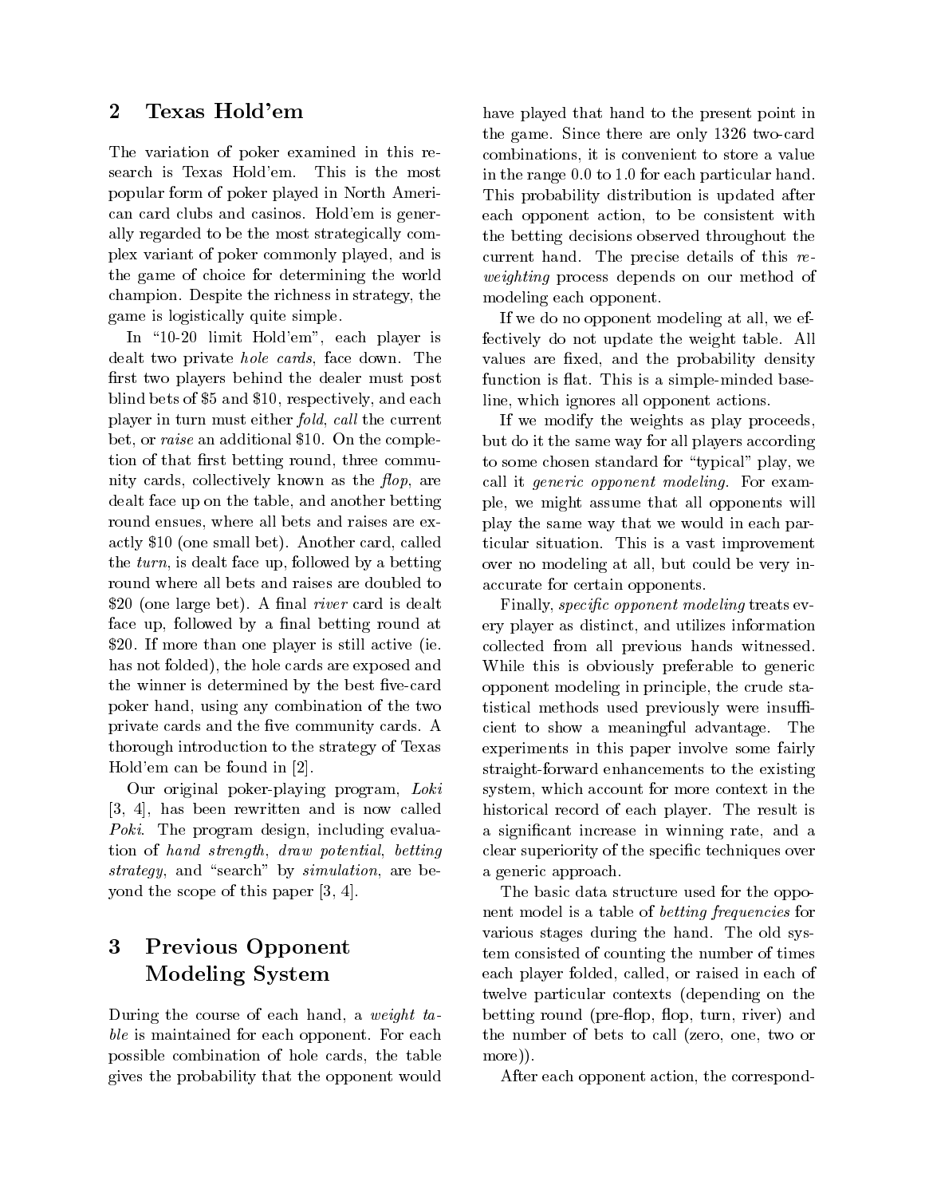## 2 Texas Hold'em

The variation of poker examined in this research is Texas Hold'em. This is the most popular form of poker played in North American card clubs and casinos. Hold'em is generally regarded to be the most strategically complex variant of poker commonly played, and is the game of choice for determining the world champion. Despite the richness in strategy, the game is logistically quite simple.

In "10-20 limit Hold'em", each player is dealt two private *hole cards*, face down. The first two players behind the dealer must post blind bets of $5 and $10, respectively, and each player in turn must either *fold*, *call* the current bet, or *raise* an additional $10. On the completion of that first betting round, three community cards, collectively known as the *flop*, are dealt face up on the table, and another betting round ensues, where all bets and raises are exactly $10 (one small bet). Another card, called the *turn*, is dealt face up, followed by a betting round where all bets and raises are doubled to $20 (one large bet). A final *river* card is dealt face up, followed by a final betting round at $20. If more than one player is still active (ie. has not folded), the hole cards are exposed and the winner is determined by the best five-card poker hand, using any combination of the two private cards and the five community cards. A thorough introduction to the strategy of Texas Hold'em can be found in [2].

Our original poker-playing program, *Loki* [3, 4], has been rewritten and is now called *Poki*. The program design, including evaluation of *hand strength*, *draw potential*, *betting strategy*, and "search" by *simulation*, are beyond the scope of this paper [3, 4].

## 3 Previous Opponent Modeling System

During the course of each hand, a *weight table* is maintained for each opponent. For each possible combination of hole cards, the table gives the probability that the opponent would have played that hand to the present point in the game. Since there are only 1326 two-card combinations, it is convenient to store a value in the range 0.0 to 1.0 for each particular hand. This probability distribution is updated after each opponent action, to be consistent with the betting decisions observed throughout the current hand. The precise details of this *reweighting* process depends on our method of modeling each opponent.

If we do no opponent modeling at all, we effectively do not update the weight table. All values are fixed, and the probability density function is flat. This is a simple-minded baseline, which ignores all opponent actions.

If we modify the weights as play proceeds, but do it the same way for all players according to some chosen standard for "typical" play, we call it *generic opponent modeling*. For example, we might assume that all opponents will play the same way that we would in each particular situation. This is a vast improvement over no modeling at all, but could be very inaccurate for certain opponents.

Finally, *specific opponent modeling* treats every player as distinct, and utilizes information collected from all previous hands witnessed. While this is obviously preferable to generic opponent modeling in principle, the crude statistical methods used previously were insufficient to show a meaningful advantage. The experiments in this paper involve some fairly straight-forward enhancements to the existing system, which account for more context in the historical record of each player. The result is a significant increase in winning rate, and a clear superiority of the specific techniques over a generic approach.

The basic data structure used for the opponent model is a table of *betting frequencies* for various stages during the hand. The old system consisted of counting the number of times each player folded, called, or raised in each of twelve particular contexts (depending on the betting round (pre-flop, flop, turn, river) and the number of bets to call (zero, one, two or more)).

After each opponent action, the correspond-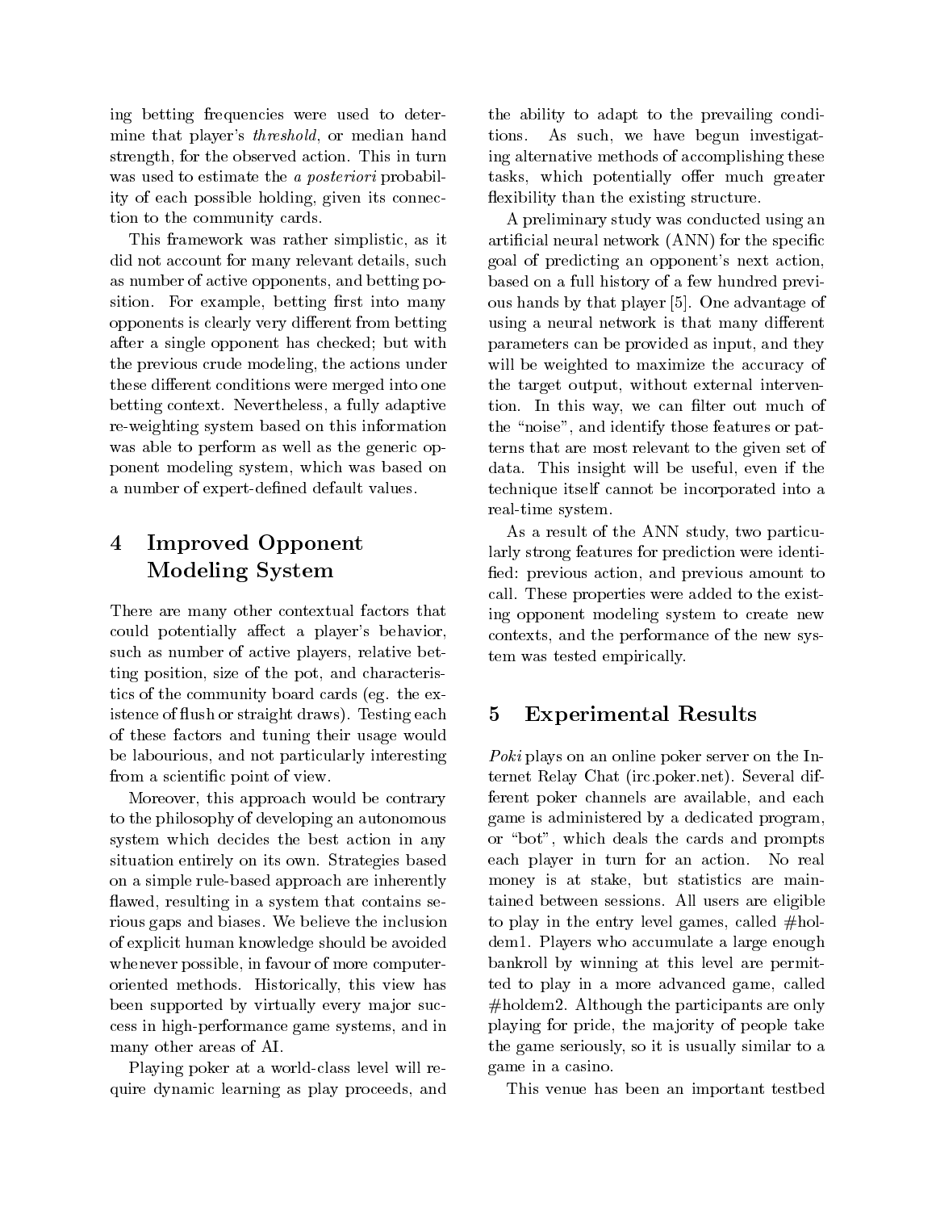ing betting frequencies were used to determine that player's *threshold*, or median hand strength, for the observed action. This in turn was used to estimate the *a posteriori* probability of each possible holding, given its connection to the community cards.

This framework was rather simplistic, as it did not account for many relevant details, such as number of active opponents, and betting position. For example, betting first into many opponents is clearly very different from betting after a single opponent has checked; but with the previous crude modeling, the actions under these different conditions were merged into one betting context. Nevertheless, a fully adaptive re-weighting system based on this information was able to perform as well as the generic opponent modeling system, which was based on a number of expert-defined default values.

# 4 Improved Opponent Modeling System

There are many other contextual factors that could potentially affect a player's behavior, such as number of active players, relative betting position, size of the pot, and characteristics of the community board cards (eg. the existence of flush or straight draws). Testing each of these factors and tuning their usage would be labourious, and not particularly interesting from a scientific point of view.

Moreover, this approach would be contrary to the philosophy of developing an autonomous system which decides the best action in any situation entirely on its own. Strategies based on a simple rule-based approach are inherently flawed, resulting in a system that contains serious gaps and biases. We believe the inclusion of explicit human knowledge should be avoided whenever possible, in favour of more computer-oriented methods. Historically, this view has been supported by virtually every major success in high-performance game systems, and in many other areas of AI.

Playing poker at a world-class level will require dynamic learning as play proceeds, and the ability to adapt to the prevailing conditions. As such, we have begun investigating alternative methods of accomplishing these tasks, which potentially offer much greater flexibility than the existing structure.

A preliminary study was conducted using an artificial neural network (ANN) for the specific goal of predicting an opponent's next action, based on a full history of a few hundred previous hands by that player [5]. One advantage of using a neural network is that many different parameters can be provided as input, and they will be weighted to maximize the accuracy of the target output, without external intervention. In this way, we can filter out much of the "noise", and identify those features or patterns that are most relevant to the given set of data. This insight will be useful, even if the technique itself cannot be incorporated into a real-time system.

As a result of the ANN study, two particularly strong features for prediction were identified: previous action, and previous amount to call. These properties were added to the existing opponent modeling system to create new contexts, and the performance of the new system was tested empirically.

# 5 Experimental Results

*Poki* plays on an online poker server on the Internet Relay Chat (irc.poker.net). Several different poker channels are available, and each game is administered by a dedicated program, or "bot", which deals the cards and prompts each player in turn for an action. No real money is at stake, but statistics are maintained between sessions. All users are eligible to play in the entry level games, called #holdem1. Players who accumulate a large enough bankroll by winning at this level are permitted to play in a more advanced game, called #holdem2. Although the participants are only playing for pride, the majority of people take the game seriously, so it is usually similar to a game in a casino.

This venue has been an important testbed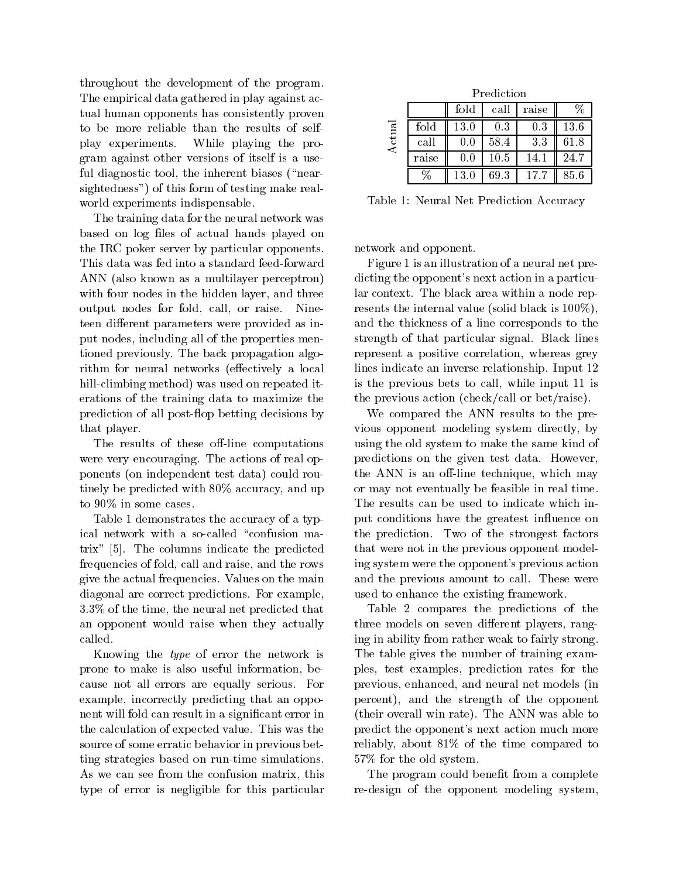throughout the development of the program. The empirical data gathered in play against actual human opponents has consistently proven to be more reliable than the results of self-play experiments. While playing the program against other versions of itself is a useful diagnostic tool, the inherent biases ("near-sightedness") of this form of testing make real-world experiments indispensable.

The training data for the neural network was based on log files of actual hands played on the IRC poker server by particular opponents. This data was fed into a standard feed-forward ANN (also known as a multilayer perceptron) with four nodes in the hidden layer, and three output nodes for fold, call, or raise. Nineteen different parameters were provided as input nodes, including all of the properties mentioned previously. The back propagation algorithm for neural networks (effectively a local hill-climbing method) was used on repeated iterations of the training data to maximize the prediction of all post-flop betting decisions by that player.

The results of these off-line computations were very encouraging. The actions of real opponents (on independent test data) could routinely be predicted with 80% accuracy, and up to 90% in some cases.

Table 1 demonstrates the accuracy of a typical network with a so-called "confusion matrix" [5]. The columns indicate the predicted frequencies of fold, call and raise, and the rows give the actual frequencies. Values on the main diagonal are correct predictions. For example, 3.3% of the time, the neural net predicted that an opponent would raise when they actually called.

Knowing the *type* of error the network is prone to make is also useful information, because not all errors are equally serious. For example, incorrectly predicting that an opponent will fold can result in a significant error in the calculation of expected value. This was the source of some erratic behavior in previous betting strategies based on run-time simulations. As we can see from the confusion matrix, this type of error is negligible for this particular network and opponent.

| | | Prediction | | | |
|---|---|---|---|---|---|
| | | fold | call | raise | % |
| Actual | fold | 13.0 | 0.3 | 0.3 | 13.6 |
| | call | 0.0 | 58.4 | 3.3 | 61.8 |
| | raise | 0.0 | 10.5 | 14.1 | 24.7 |
| | % | 13.0 | 69.3 | 17.7 | 85.6 |

Table 1: Neural Net Prediction Accuracy

Figure 1 is an illustration of a neural net predicting the opponent's next action in a particular context. The black area within a node represents the internal value (solid black is 100%), and the thickness of a line corresponds to the strength of that particular signal. Black lines represent a positive correlation, whereas grey lines indicate an inverse relationship. Input 12 is the previous bets to call, while input 11 is the previous action (check/call or bet/raise).

We compared the ANN results to the previous opponent modeling system directly, by using the old system to make the same kind of predictions on the given test data. However, the ANN is an off-line technique, which may or may not eventually be feasible in real time. The results can be used to indicate which input conditions have the greatest influence on the prediction. Two of the strongest factors that were not in the previous opponent modeling system were the opponent's previous action and the previous amount to call. These were used to enhance the existing framework.

Table 2 compares the predictions of the three models on seven different players, ranging in ability from rather weak to fairly strong. The table gives the number of training examples, test examples, prediction rates for the previous, enhanced, and neural net models (in percent), and the strength of the opponent (their overall win rate). The ANN was able to predict the opponent's next action much more reliably, about 81% of the time compared to 57% for the old system.

The program could benefit from a complete re-design of the opponent modeling system,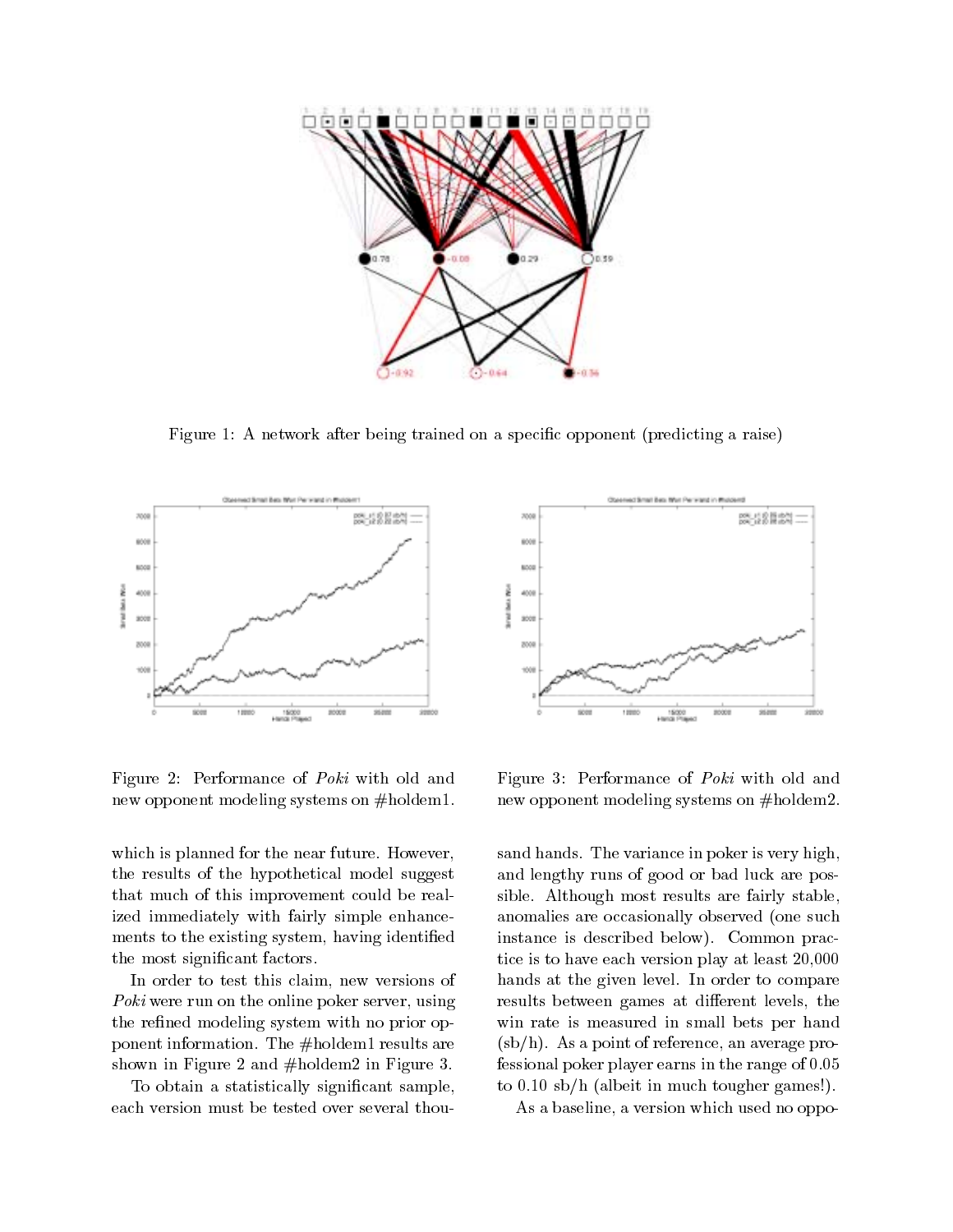Figure 1: A network after being trained on a specific opponent (predicting a raise)

Observed Small Bets Won Per Hand in #holdem1

Small Bets Won

Hands Played

Observed Small Bets Won Per Hand in #holdem2

Small Bets Won

Hands Played

Figure 2: Performance of *Poki* with old and new opponent modeling systems on #holdem1.

Figure 3: Performance of *Poki* with old and new opponent modeling systems on #holdem2.

which is planned for the near future. However, the results of the hypothetical model suggest that much of this improvement could be realized immediately with fairly simple enhancements to the existing system, having identified the most significant factors.

In order to test this claim, new versions of *Poki* were run on the online poker server, using the refined modeling system with no prior opponent information. The #holdem1 results are shown in Figure 2 and #holdem2 in Figure 3.

To obtain a statistically significant sample, each version must be tested over several thousand hands. The variance in poker is very high, and lengthy runs of good or bad luck are possible. Although most results are fairly stable, anomalies are occasionally observed (one such instance is described below). Common practice is to have each version play at least 20,000 hands at the given level. In order to compare results between games at different levels, the win rate is measured in small bets per hand (sb/h). As a point of reference, an average professional poker player earns in the range of 0.05 to 0.10 sb/h (albeit in much tougher games!).

As a baseline, a version which used no oppo-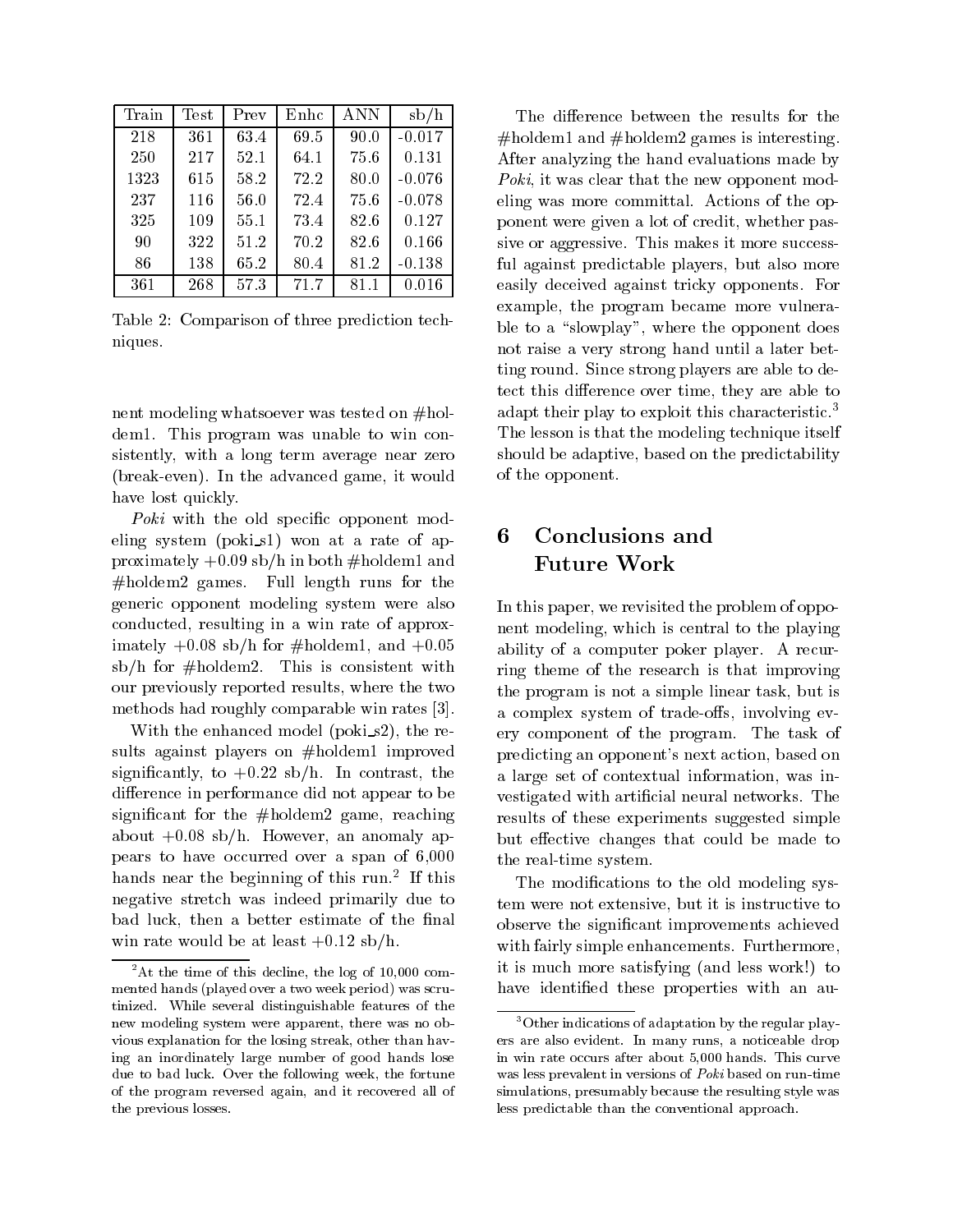| Train | Test | Prev | Enhc | ANN | sb/h |
|---|---|---|---|---|---|
| 218 | 361 | 63.4 | 69.5 | 90.0 | -0.017 |
| 250 | 217 | 52.1 | 64.1 | 75.6 | 0.131 |
| 1323 | 615 | 58.2 | 72.2 | 80.0 | -0.076 |
| 237 | 116 | 56.0 | 72.4 | 75.6 | -0.078 |
| 325 | 109 | 55.1 | 73.4 | 82.6 | 0.127 |
| 90 | 322 | 51.2 | 70.2 | 82.6 | 0.166 |
| 86 | 138 | 65.2 | 80.4 | 81.2 | -0.138 |
| 361 | 268 | 57.3 | 71.7 | 81.1 | 0.016 |

Table 2: Comparison of three prediction techniques.

nent modeling whatsoever was tested on #holdem1. This program was unable to win consistently, with a long term average near zero (break-even). In the advanced game, it would have lost quickly.

*Poki* with the old specific opponent modeling system (poki_s1) won at a rate of approximately +0.09 sb/h in both #holdem1 and #holdem2 games. Full length runs for the generic opponent modeling system were also conducted, resulting in a win rate of approximately +0.08 sb/h for #holdem1, and +0.05 sb/h for #holdem2. This is consistent with our previously reported results, where the two methods had roughly comparable win rates [3].

With the enhanced model (poki_s2), the results against players on #holdem1 improved significantly, to +0.22 sb/h. In contrast, the difference in performance did not appear to be significant for the #holdem2 game, reaching about +0.08 sb/h. However, an anomaly appears to have occurred over a span of 6,000 hands near the beginning of this run.[2] If this negative stretch was indeed primarily due to bad luck, then a better estimate of the final win rate would be at least +0.12 sb/h.

[2] At the time of this decline, the log of 10,000 commented hands (played over a two week period) was scrutinized. While several distinguishable features of the new modeling system were apparent, there was no obvious explanation for the losing streak, other than having an inordinately large number of good hands lose due to bad luck. Over the following week, the fortune of the program reversed again, and it recovered all of the previous losses.

The difference between the results for the #holdem1 and #holdem2 games is interesting. After analyzing the hand evaluations made by *Poki*, it was clear that the new opponent modeling was more committal. Actions of the opponent were given a lot of credit, whether passive or aggressive. This makes it more successful against predictable players, but also more easily deceived against tricky opponents. For example, the program became more vulnerable to a "slowplay", where the opponent does not raise a very strong hand until a later betting round. Since strong players are able to detect this difference over time, they are able to adapt their play to exploit this characteristic.[3] The lesson is that the modeling technique itself should be adaptive, based on the predictability of the opponent.

## 6 Conclusions and Future Work

In this paper, we revisited the problem of opponent modeling, which is central to the playing ability of a computer poker player. A recurring theme of the research is that improving the program is not a simple linear task, but is a complex system of trade-offs, involving every component of the program. The task of predicting an opponent's next action, based on a large set of contextual information, was investigated with artificial neural networks. The results of these experiments suggested simple but effective changes that could be made to the real-time system.

The modifications to the old modeling system were not extensive, but it is instructive to observe the significant improvements achieved with fairly simple enhancements. Furthermore, it is much more satisfying (and less work!) to have identified these properties with an au-

[3] Other indications of adaptation by the regular players are also evident. In many runs, a noticeable drop in win rate occurs after about 5,000 hands. This curve was less prevalent in versions of *Poki* based on run-time simulations, presumably because the resulting style was less predictable than the conventional approach.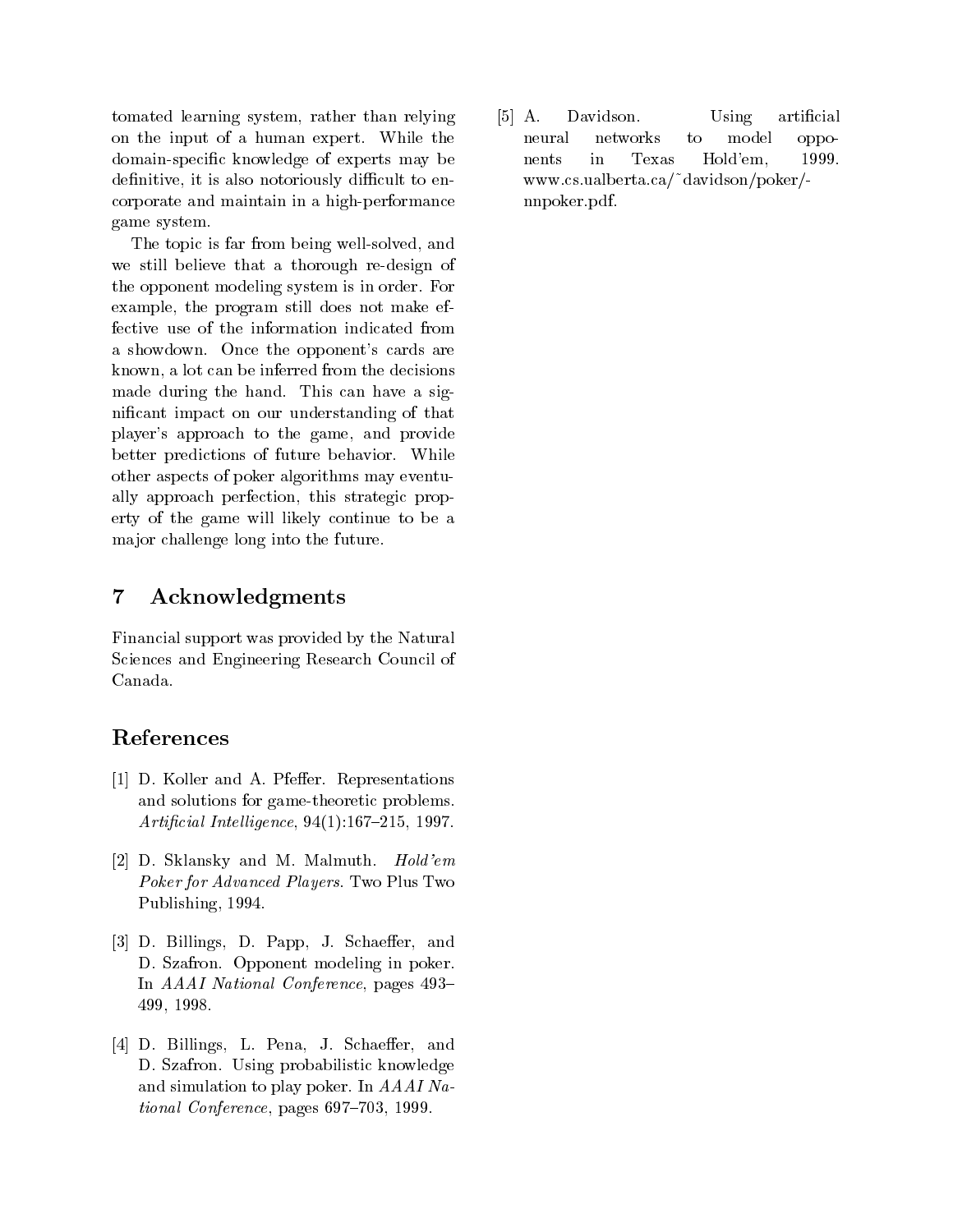tomated learning system, rather than relying on the input of a human expert. While the domain-specific knowledge of experts may be definitive, it is also notoriously difficult to encorporate and maintain in a high-performance game system.

The topic is far from being well-solved, and we still believe that a thorough re-design of the opponent modeling system is in order. For example, the program still does not make effective use of the information indicated from a showdown. Once the opponent's cards are known, a lot can be inferred from the decisions made during the hand. This can have a significant impact on our understanding of that player's approach to the game, and provide better predictions of future behavior. While other aspects of poker algorithms may eventually approach perfection, this strategic property of the game will likely continue to be a major challenge long into the future.

## 7 Acknowledgments

Financial support was provided by the Natural Sciences and Engineering Research Council of Canada.

## References

[1] D. Koller and A. Pfeffer. Representations and solutions for game-theoretic problems. *Artificial Intelligence*, 94(1):167–215, 1997.

[2] D. Sklansky and M. Malmuth. *Hold'em Poker for Advanced Players*. Two Plus Two Publishing, 1994.

[3] D. Billings, D. Papp, J. Schaeffer, and D. Szafron. Opponent modeling in poker. In *AAAI National Conference*, pages 493–499, 1998.

[4] D. Billings, L. Pena, J. Schaeffer, and D. Szafron. Using probabilistic knowledge and simulation to play poker. In *AAAI National Conference*, pages 697–703, 1999.

[5] A. Davidson. Using artificial neural networks to model opponents in Texas Hold'em, 1999. www.cs.ualberta.ca/~davidson/poker/nnpoker.pdf.